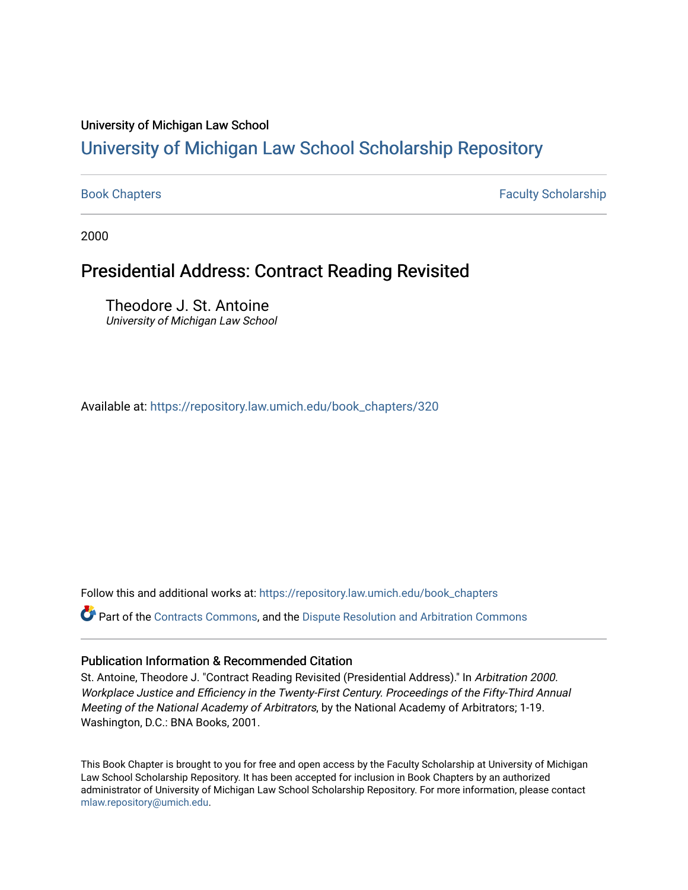University of Michigan Law School

# University of Michigan Law School Scholarship Repository

Book Chapters | Faculty Scholarship

2000

## Presidential Address: Contract Reading Revisited

Theodore J. St. Antoine
*University of Michigan Law School*

Available at: https://repository.law.umich.edu/book_chapters/320

Follow this and additional works at: https://repository.law.umich.edu/book_chapters

Part of the Contracts Commons, and the Dispute Resolution and Arbitration Commons

### Publication Information & Recommended Citation

St. Antoine, Theodore J. "Contract Reading Revisited (Presidential Address)." In *Arbitration 2000. Workplace Justice and Efficiency in the Twenty-First Century. Proceedings of the Fifty-Third Annual Meeting of the National Academy of Arbitrators*, by the National Academy of Arbitrators; 1-19. Washington, D.C.: BNA Books, 2001.

This Book Chapter is brought to you for free and open access by the Faculty Scholarship at University of Michigan Law School Scholarship Repository. It has been accepted for inclusion in Book Chapters by an authorized administrator of University of Michigan Law School Scholarship Repository. For more information, please contact mlaw.repository@umich.edu.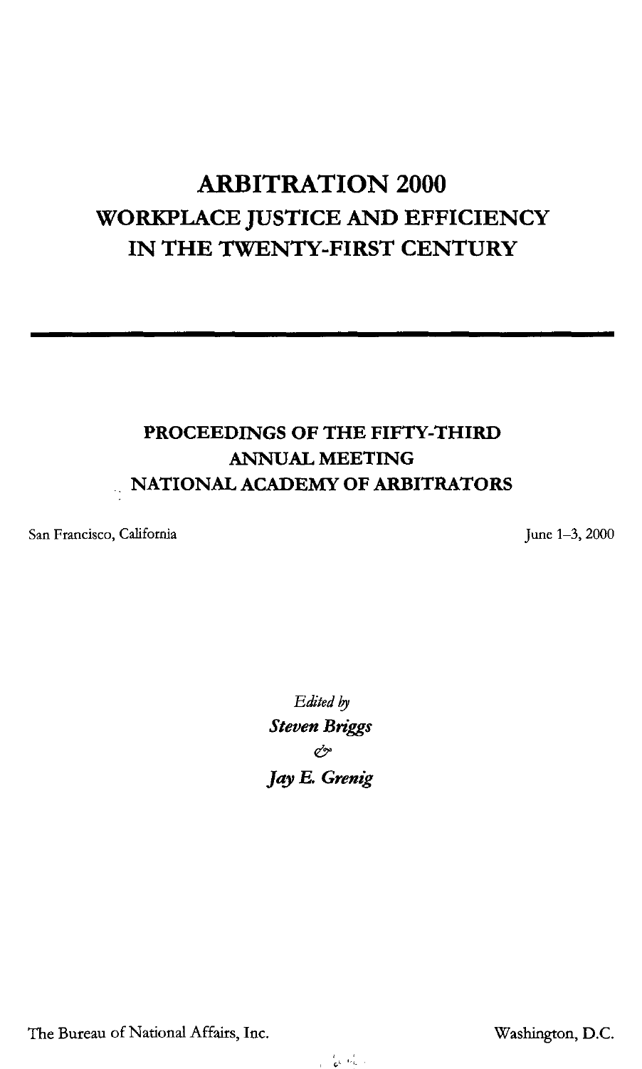# ARBITRATION 2000
## WORKPLACE JUSTICE AND EFFICIENCY IN THE TWENTY-FIRST CENTURY

---

### PROCEEDINGS OF THE FIFTY-THIRD ANNUAL MEETING
### NATIONAL ACADEMY OF ARBITRATORS

San Francisco, California

June 1–3, 2000

*Edited by*

***Steven Briggs***

*&*

***Jay E. Grenig***

The Bureau of National Affairs, Inc.

Washington, D.C.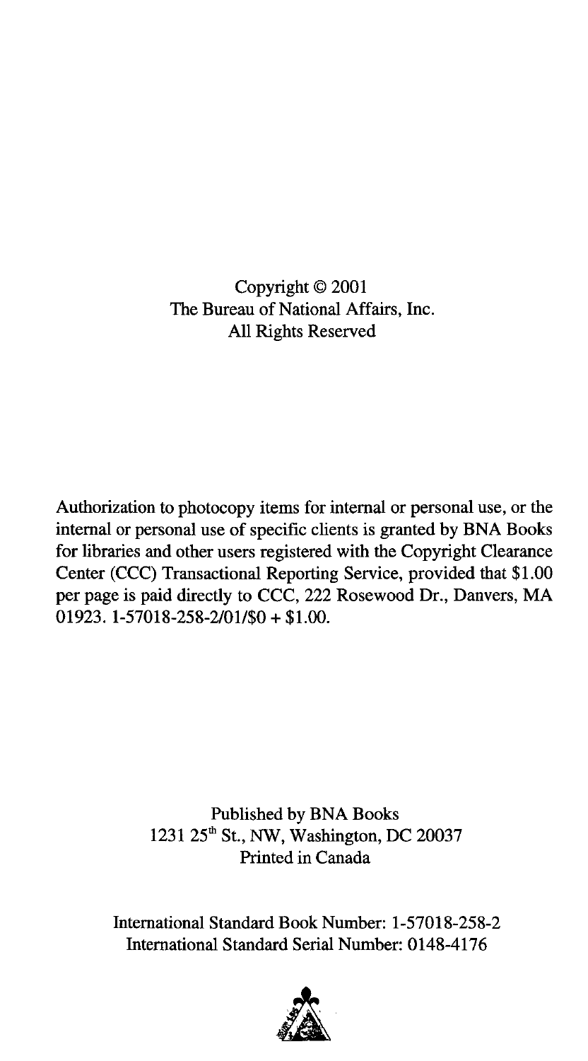Copyright © 2001
The Bureau of National Affairs, Inc.
All Rights Reserved

Authorization to photocopy items for internal or personal use, or the internal or personal use of specific clients is granted by BNA Books for libraries and other users registered with the Copyright Clearance Center (CCC) Transactional Reporting Service, provided that $1.00 per page is paid directly to CCC, 222 Rosewood Dr., Danvers, MA 01923. 1-57018-258-2/01/$0 + $1.00.

Published by BNA Books
1231 25th St., NW, Washington, DC 20037
Printed in Canada

International Standard Book Number: 1-57018-258-2
International Standard Serial Number: 0148-4176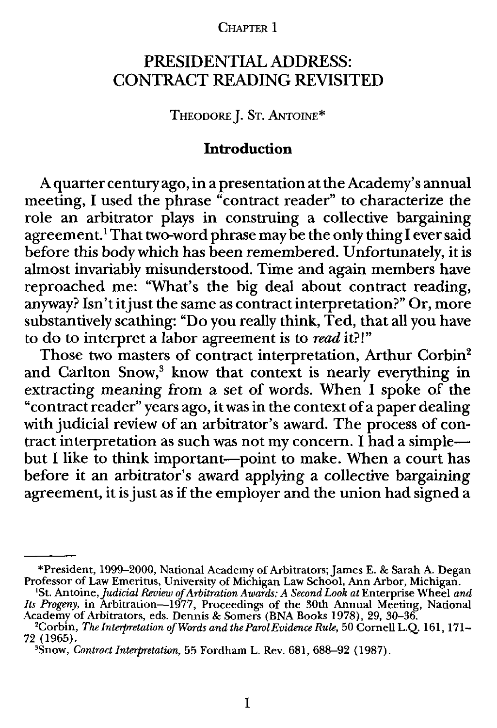CHAPTER 1

# PRESIDENTIAL ADDRESS: CONTRACT READING REVISITED

THEODORE J. ST. ANTOINE*

## Introduction

A quarter century ago, in a presentation at the Academy's annual meeting, I used the phrase "contract reader" to characterize the role an arbitrator plays in construing a collective bargaining agreement.[1] That two-word phrase may be the only thing I ever said before this body which has been remembered. Unfortunately, it is almost invariably misunderstood. Time and again members have reproached me: "What's the big deal about contract reading, anyway? Isn't it just the same as contract interpretation?" Or, more substantively scathing: "Do you really think, Ted, that all you have to do to interpret a labor agreement is to *read* it?!"

Those two masters of contract interpretation, Arthur Corbin[2] and Carlton Snow,[3] know that context is nearly everything in extracting meaning from a set of words. When I spoke of the "contract reader" years ago, it was in the context of a paper dealing with judicial review of an arbitrator's award. The process of contract interpretation as such was not my concern. I had a simple—but I like to think important—point to make. When a court has before it an arbitrator's award applying a collective bargaining agreement, it is just as if the employer and the union had signed a

---

*President, 1999–2000, National Academy of Arbitrators; James E. & Sarah A. Degan Professor of Law Emeritus, University of Michigan Law School, Ann Arbor, Michigan.

[1]St. Antoine, *Judicial Review of Arbitration Awards: A Second Look at* Enterprise Wheel *and Its Progeny*, in Arbitration—1977, Proceedings of the 30th Annual Meeting, National Academy of Arbitrators, eds. Dennis & Somers (BNA Books 1978), 29, 30–36.

[2]Corbin, *The Interpretation of Words and the Parol Evidence Rule*, 50 Cornell L.Q. 161, 171–72 (1965).

[3]Snow, *Contract Interpretation*, 55 Fordham L. Rev. 681, 688–92 (1987).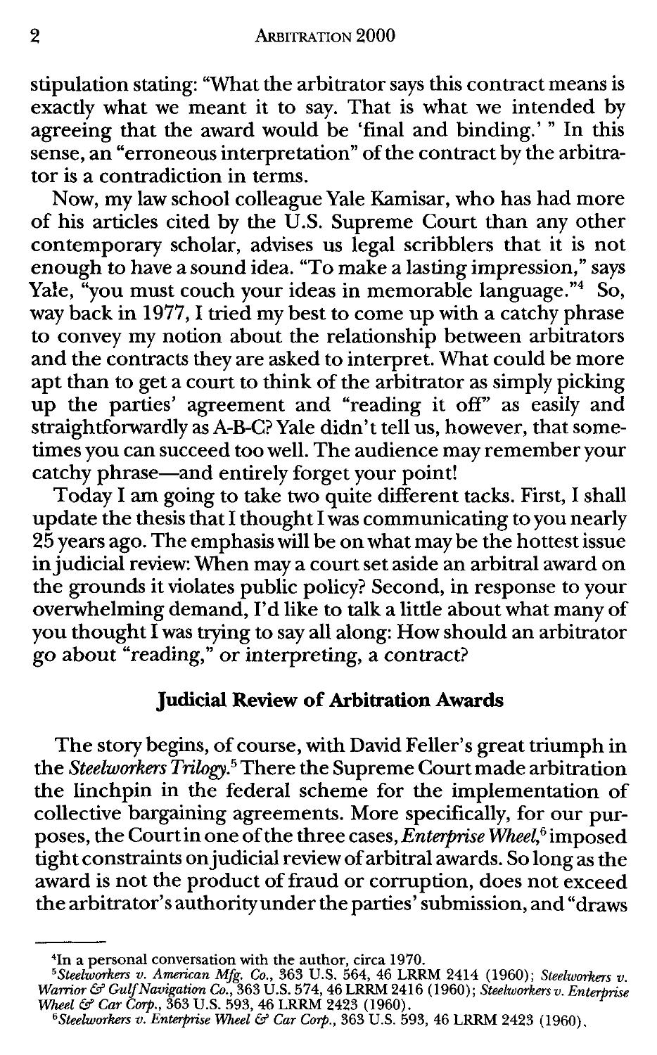stipulation stating: "What the arbitrator says this contract means is exactly what we meant it to say. That is what we intended by agreeing that the award would be 'final and binding.'" In this sense, an "erroneous interpretation" of the contract by the arbitrator is a contradiction in terms.

Now, my law school colleague Yale Kamisar, who has had more of his articles cited by the U.S. Supreme Court than any other contemporary scholar, advises us legal scribblers that it is not enough to have a sound idea. "To make a lasting impression," says Yale, "you must couch your ideas in memorable language."[4] So, way back in 1977, I tried my best to come up with a catchy phrase to convey my notion about the relationship between arbitrators and the contracts they are asked to interpret. What could be more apt than to get a court to think of the arbitrator as simply picking up the parties' agreement and "reading it off" as easily and straightforwardly as A-B-C? Yale didn't tell us, however, that sometimes you can succeed too well. The audience may remember your catchy phrase—and entirely forget your point!

Today I am going to take two quite different tacks. First, I shall update the thesis that I thought I was communicating to you nearly 25 years ago. The emphasis will be on what may be the hottest issue in judicial review: When may a court set aside an arbitral award on the grounds it violates public policy? Second, in response to your overwhelming demand, I'd like to talk a little about what many of you thought I was trying to say all along: How should an arbitrator go about "reading," or interpreting, a contract?

## Judicial Review of Arbitration Awards

The story begins, of course, with David Feller's great triumph in the *Steelworkers Trilogy*.[5] There the Supreme Court made arbitration the linchpin in the federal scheme for the implementation of collective bargaining agreements. More specifically, for our purposes, the Court in one of the three cases, *Enterprise Wheel*,[6] imposed tight constraints on judicial review of arbitral awards. So long as the award is not the product of fraud or corruption, does not exceed the arbitrator's authority under the parties' submission, and "draws

---

[4]In a personal conversation with the author, circa 1970.

[5]*Steelworkers v. American Mfg. Co.*, 363 U.S. 564, 46 LRRM 2414 (1960); *Steelworkers v. Warrior & Gulf Navigation Co.*, 363 U.S. 574, 46 LRRM 2416 (1960); *Steelworkers v. Enterprise Wheel & Car Corp.*, 363 U.S. 593, 46 LRRM 2423 (1960).

[6]*Steelworkers v. Enterprise Wheel & Car Corp.*, 363 U.S. 593, 46 LRRM 2423 (1960).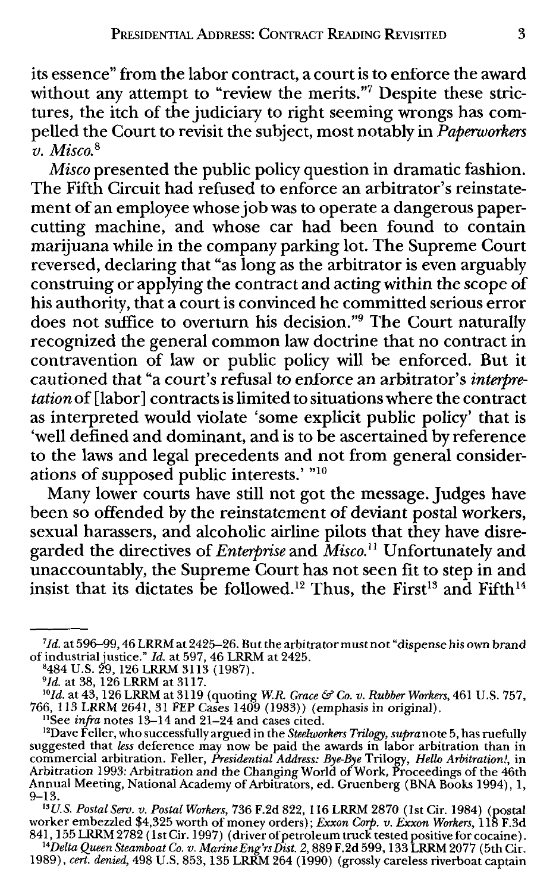its essence" from the labor contract, a court is to enforce the award without any attempt to "review the merits."[7] Despite these strictures, the itch of the judiciary to right seeming wrongs has compelled the Court to revisit the subject, most notably in *Paperworkers v. Misco*.[8]

*Misco* presented the public policy question in dramatic fashion. The Fifth Circuit had refused to enforce an arbitrator's reinstatement of an employee whose job was to operate a dangerous paper-cutting machine, and whose car had been found to contain marijuana while in the company parking lot. The Supreme Court reversed, declaring that "as long as the arbitrator is even arguably construing or applying the contract and acting within the scope of his authority, that a court is convinced he committed serious error does not suffice to overturn his decision."[9] The Court naturally recognized the general common law doctrine that no contract in contravention of law or public policy will be enforced. But it cautioned that "a court's refusal to enforce an arbitrator's *interpretation* of [labor] contracts is limited to situations where the contract as interpreted would violate 'some explicit public policy' that is 'well defined and dominant, and is to be ascertained by reference to the laws and legal precedents and not from general considerations of supposed public interests.' "[10]

Many lower courts have still not got the message. Judges have been so offended by the reinstatement of deviant postal workers, sexual harassers, and alcoholic airline pilots that they have disregarded the directives of *Enterprise* and *Misco*.[11] Unfortunately and unaccountably, the Supreme Court has not seen fit to step in and insist that its dictates be followed.[12] Thus, the First[13] and Fifth[14]

---

[7] *Id.* at 596–99, 46 LRRM at 2425–26. But the arbitrator must not "dispense his own brand of industrial justice." *Id.* at 597, 46 LRRM at 2425.

[8] 484 U.S. 29, 126 LRRM 3113 (1987).

[9] *Id.* at 38, 126 LRRM at 3117.

[10] *Id.* at 43, 126 LRRM at 3119 (quoting *W.R. Grace & Co. v. Rubber Workers*, 461 U.S. 757, 766, 113 LRRM 2641, 31 FEP Cases 1409 (1983)) (emphasis in original).

[11] See *infra* notes 13–14 and 21–24 and cases cited.

[12] Dave Feller, who successfully argued in the *Steelworkers Trilogy*, *supra* note 5, has ruefully suggested that *less* deference may now be paid the awards in labor arbitration than in commercial arbitration. Feller, *Presidential Address: Bye-Bye* Trilogy, *Hello Arbitration!*, in Arbitration 1993: Arbitration and the Changing World of Work, Proceedings of the 46th Annual Meeting, National Academy of Arbitrators, ed. Gruenberg (BNA Books 1994), 1, 9–13.

[13] *U.S. Postal Serv. v. Postal Workers*, 736 F.2d 822, 116 LRRM 2870 (1st Cir. 1984) (postal worker embezzled $4,325 worth of money orders); *Exxon Corp. v. Exxon Workers*, 118 F.3d 841, 155 LRRM 2782 (1st Cir. 1997) (driver of petroleum truck tested positive for cocaine).

[14] *Delta Queen Steamboat Co. v. Marine Eng'rs Dist. 2*, 889 F.2d 599, 133 LRRM 2077 (5th Cir. 1989), *cert. denied*, 498 U.S. 853, 135 LRRM 264 (1990) (grossly careless riverboat captain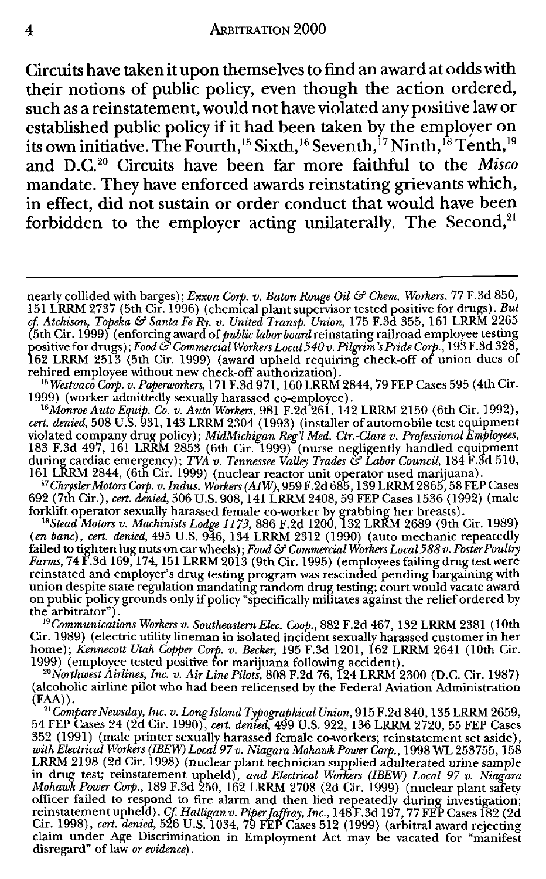Circuits have taken it upon themselves to find an award at odds with their notions of public policy, even though the action ordered, such as a reinstatement, would not have violated any positive law or established public policy if it had been taken by the employer on its own initiative. The Fourth,[15] Sixth,[16] Seventh,[17] Ninth,[18] Tenth,[19] and D.C.[20] Circuits have been far more faithful to the *Misco* mandate. They have enforced awards reinstating grievants which, in effect, did not sustain or order conduct that would have been forbidden to the employer acting unilaterally. The Second,[21]

---

nearly collided with barges); *Exxon Corp. v. Baton Rouge Oil & Chem. Workers*, 77 F.3d 850, 151 LRRM 2737 (5th Cir. 1996) (chemical plant supervisor tested positive for drugs). *But cf. Atchison, Topeka & Santa Fe Ry. v. United Transp. Union*, 175 F.3d 355, 161 LRRM 2265 (5th Cir. 1999) (enforcing award of *public labor board* reinstating railroad employee testing positive for drugs); *Food & Commercial Workers Local 540 v. Pilgrim's Pride Corp.*, 193 F.3d 328, 162 LRRM 2513 (5th Cir. 1999) (award upheld requiring check-off of union dues of rehired employee without new check-off authorization).

[15] *Westvaco Corp. v. Paperworkers*, 171 F.3d 971, 160 LRRM 2844, 79 FEP Cases 595 (4th Cir. 1999) (worker admittedly sexually harassed co-employee).

[16] *Monroe Auto Equip. Co. v. Auto Workers*, 981 F.2d 261, 142 LRRM 2150 (6th Cir. 1992), *cert. denied*, 508 U.S. 931, 143 LRRM 2304 (1993) (installer of automobile test equipment violated company drug policy); *MidMichigan Reg'l Med. Ctr.-Clare v. Professional Employees*, 183 F.3d 497, 161 LRRM 2853 (6th Cir. 1999) (nurse negligently handled equipment during cardiac emergency); *TVA v. Tennessee Valley Trades & Labor Council*, 184 F.3d 510, 161 LRRM 2844, (6th Cir. 1999) (nuclear reactor unit operator used marijuana).

[17] *Chrysler Motors Corp. v. Indus. Workers (AIW)*, 959 F.2d 685, 139 LRRM 2865, 58 FEP Cases 692 (7th Cir.), *cert. denied*, 506 U.S. 908, 141 LRRM 2408, 59 FEP Cases 1536 (1992) (male forklift operator sexually harassed female co-worker by grabbing her breasts).

[18] *Stead Motors v. Machinists Lodge 1173*, 886 F.2d 1200, 132 LRRM 2689 (9th Cir. 1989) (*en banc*), *cert. denied*, 495 U.S. 946, 134 LRRM 2312 (1990) (auto mechanic repeatedly failed to tighten lug nuts on car wheels); *Food & Commercial Workers Local 588 v. Foster Poultry Farms*, 74 F.3d 169, 174, 151 LRRM 2013 (9th Cir. 1995) (employees failing drug test were reinstated and employer's drug testing program was rescinded pending bargaining with union despite state regulation mandating random drug testing; court would vacate award on public policy grounds only if policy "specifically militates against the relief ordered by the arbitrator").

[19] *Communications Workers v. Southeastern Elec. Coop.*, 882 F.2d 467, 132 LRRM 2381 (10th Cir. 1989) (electric utility lineman in isolated incident sexually harassed customer in her home); *Kennecott Utah Copper Corp. v. Becker*, 195 F.3d 1201, 162 LRRM 2641 (10th Cir. 1999) (employee tested positive for marijuana following accident).

[20] *Northwest Airlines, Inc. v. Air Line Pilots*, 808 F.2d 76, 124 LRRM 2300 (D.C. Cir. 1987) (alcoholic airline pilot who had been relicensed by the Federal Aviation Administration (FAA)).

[21] *Compare Newsday, Inc. v. Long Island Typographical Union*, 915 F.2d 840, 135 LRRM 2659, 54 FEP Cases 24 (2d Cir. 1990), *cert. denied*, 499 U.S. 922, 136 LRRM 2720, 55 FEP Cases 352 (1991) (male printer sexually harassed female co-workers; reinstatement set aside), *with Electrical Workers (IBEW) Local 97 v. Niagara Mohawk Power Corp.*, 1998 WL 253755, 158 LRRM 2198 (2d Cir. 1998) (nuclear plant technician supplied adulterated urine sample in drug test; reinstatement upheld), *and Electrical Workers (IBEW) Local 97 v. Niagara Mohawk Power Corp.*, 189 F.3d 250, 162 LRRM 2708 (2d Cir. 1999) (nuclear plant safety officer failed to respond to fire alarm and then lied repeatedly during investigation; reinstatement upheld). *Cf. Halligan v. Piper Jaffray, Inc.*, 148 F.3d 197, 77 FEP Cases 182 (2d Cir. 1998), *cert. denied*, 526 U.S. 1034, 79 FEP Cases 512 (1999) (arbitral award rejecting claim under Age Discrimination in Employment Act may be vacated for "manifest disregard" of law *or evidence*).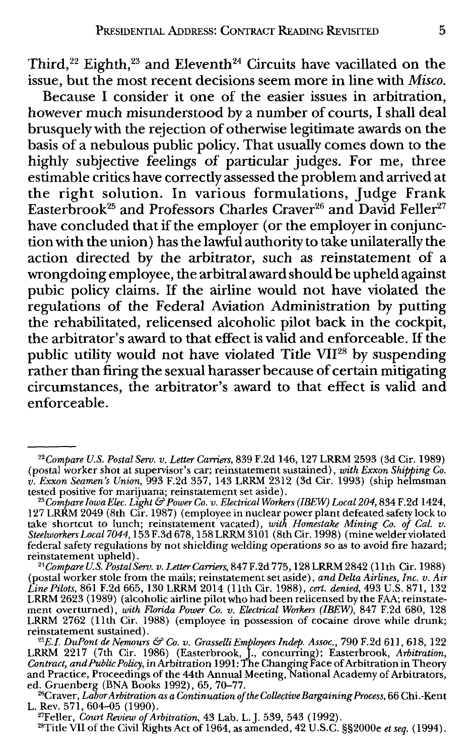Third,[22] Eighth,[23] and Eleventh[24] Circuits have vacillated on the issue, but the most recent decisions seem more in line with *Misco.*

Because I consider it one of the easier issues in arbitration, however much misunderstood by a number of courts, I shall deal brusquely with the rejection of otherwise legitimate awards on the basis of a nebulous public policy. That usually comes down to the highly subjective feelings of particular judges. For me, three estimable critics have correctly assessed the problem and arrived at the right solution. In various formulations, Judge Frank Easterbrook[25] and Professors Charles Craver[26] and David Feller[27] have concluded that if the employer (or the employer in conjunction with the union) has the lawful authority to take unilaterally the action directed by the arbitrator, such as reinstatement of a wrongdoing employee, the arbitral award should be upheld against pubic policy claims. If the airline would not have violated the regulations of the Federal Aviation Administration by putting the rehabilitated, relicensed alcoholic pilot back in the cockpit, the arbitrator's award to that effect is valid and enforceable. If the public utility would not have violated Title VII[28] by suspending rather than firing the sexual harasser because of certain mitigating circumstances, the arbitrator's award to that effect is valid and enforceable.

---

[22] *Compare U.S. Postal Serv. v. Letter Carriers,* 839 F.2d 146, 127 LRRM 2593 (3d Cir. 1989) (postal worker shot at supervisor's car; reinstatement sustained), *with Exxon Shipping Co. v. Exxon Seamen's Union,* 993 F.2d 357, 143 LRRM 2312 (3d Cir. 1993) (ship helmsman tested positive for marijuana; reinstatement set aside).

[23] *Compare Iowa Elec. Light & Power Co. v. Electrical Workers (IBEW) Local 204,* 834 F.2d 1424, 127 LRRM 2049 (8th Cir. 1987) (employee in nuclear power plant defeated safety lock to take shortcut to lunch; reinstatement vacated), *with Homestake Mining Co. of Cal. v. Steelworkers Local 7044,* 153 F.3d 678, 158 LRRM 3101 (8th Cir. 1998) (mine welder violated federal safety regulations by not shielding welding operations so as to avoid fire hazard; reinstatement upheld).

[24] *Compare U.S. Postal Serv. v. Letter Carriers,* 847 F.2d 775, 128 LRRM 2842 (11th Cir. 1988) (postal worker stole from the mails; reinstatement set aside), *and Delta Airlines, Inc. v. Air Line Pilots,* 861 F.2d 665, 130 LRRM 2014 (11th Cir. 1988), *cert. denied,* 493 U.S. 871, 132 LRRM 2623 (1989) (alcoholic airline pilot who had been relicensed by the FAA; reinstatement overturned), *with Florida Power Co. v. Electrical Workers (IBEW),* 847 F.2d 680, 128 LRRM 2762 (11th Cir. 1988) (employee in possession of cocaine drove while drunk; reinstatement sustained).

[25] *E.I. DuPont de Nemours & Co. v. Grasselli Employees Indep. Assoc.,* 790 F.2d 611, 618, 122 LRRM 2217 (7th Cir. 1986) (Easterbrook, J., concurring); Easterbrook, *Arbitration, Contract, and Public Policy,* in Arbitration 1991: The Changing Face of Arbitration in Theory and Practice, Proceedings of the 44th Annual Meeting, National Academy of Arbitrators, ed. Gruenberg (BNA Books 1992), 65, 70–77.

[26] Craver, *Labor Arbitration as a Continuation of the Collective Bargaining Process,* 66 Chi.-Kent L. Rev. 571, 604–05 (1990).

[27] Feller, *Court Review of Arbitration,* 43 Lab. L. J. 539, 543 (1992).

[28] Title VII of the Civil Rights Act of 1964, as amended, 42 U.S.C. §§2000e *et seq.* (1994).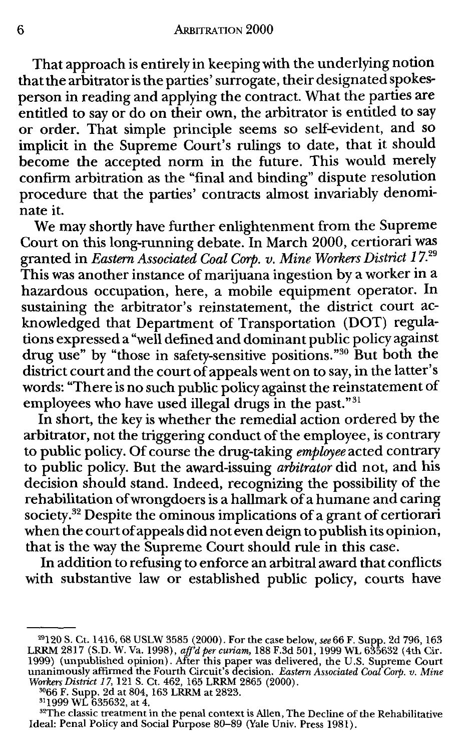That approach is entirely in keeping with the underlying notion that the arbitrator is the parties' surrogate, their designated spokesperson in reading and applying the contract. What the parties are entitled to say or do on their own, the arbitrator is entitled to say or order. That simple principle seems so self-evident, and so implicit in the Supreme Court's rulings to date, that it should become the accepted norm in the future. This would merely confirm arbitration as the "final and binding" dispute resolution procedure that the parties' contracts almost invariably denominate it.

We may shortly have further enlightenment from the Supreme Court on this long-running debate. In March 2000, certiorari was granted in *Eastern Associated Coal Corp. v. Mine Workers District 17*.[29] This was another instance of marijuana ingestion by a worker in a hazardous occupation, here, a mobile equipment operator. In sustaining the arbitrator's reinstatement, the district court acknowledged that Department of Transportation (DOT) regulations expressed a "well defined and dominant public policy against drug use" by "those in safety-sensitive positions."[30] But both the district court and the court of appeals went on to say, in the latter's words: "There is no such public policy against the reinstatement of employees who have used illegal drugs in the past."[31]

In short, the key is whether the remedial action ordered by the arbitrator, not the triggering conduct of the employee, is contrary to public policy. Of course the drug-taking *employee* acted contrary to public policy. But the award-issuing *arbitrator* did not, and his decision should stand. Indeed, recognizing the possibility of the rehabilitation of wrongdoers is a hallmark of a humane and caring society.[32] Despite the ominous implications of a grant of certiorari when the court of appeals did not even deign to publish its opinion, that is the way the Supreme Court should rule in this case.

In addition to refusing to enforce an arbitral award that conflicts with substantive law or established public policy, courts have

---

[29]120 S. Ct. 1416, 68 USLW 3585 (2000). For the case below, *see* 66 F. Supp. 2d 796, 163 LRRM 2817 (S.D. W. Va. 1998), *aff'd per curiam*, 188 F.3d 501, 1999 WL 635632 (4th Cir. 1999) (unpublished opinion). After this paper was delivered, the U.S. Supreme Court unanimously affirmed the Fourth Circuit's decision. *Eastern Associated Coal Corp. v. Mine Workers District 17*, 121 S. Ct. 462, 165 LRRM 2865 (2000).

[30]66 F. Supp. 2d at 804, 163 LRRM at 2823.

[31]1999 WL 635632, at 4.

[32]The classic treatment in the penal context is Allen, The Decline of the Rehabilitative Ideal: Penal Policy and Social Purpose 80–89 (Yale Univ. Press 1981).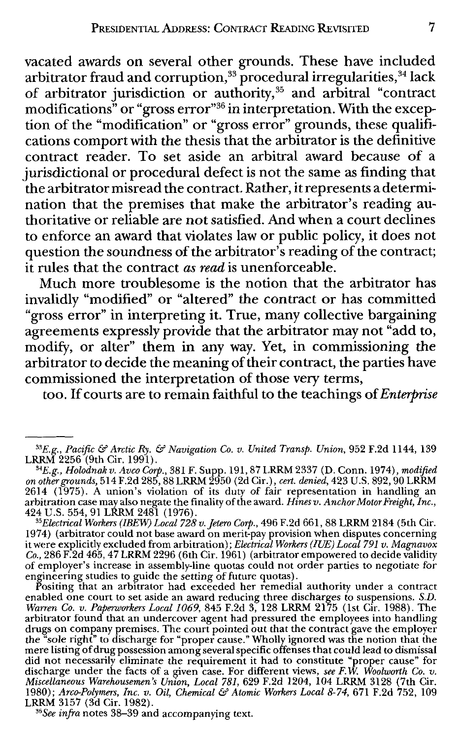vacated awards on several other grounds. These have included arbitrator fraud and corruption,[33] procedural irregularities,[34] lack of arbitrator jurisdiction or authority,[35] and arbitral "contract modifications" or "gross error"[36] in interpretation. With the exception of the "modification" or "gross error" grounds, these qualifications comport with the thesis that the arbitrator is the definitive contract reader. To set aside an arbitral award because of a jurisdictional or procedural defect is not the same as finding that the arbitrator misread the contract. Rather, it represents a determination that the premises that make the arbitrator's reading authoritative or reliable are not satisfied. And when a court declines to enforce an award that violates law or public policy, it does not question the soundness of the arbitrator's reading of the contract; it rules that the contract *as read* is unenforceable.

Much more troublesome is the notion that the arbitrator has invalidly "modified" or "altered" the contract or has committed "gross error" in interpreting it. True, many collective bargaining agreements expressly provide that the arbitrator may not "add to, modify, or alter" them in any way. Yet, in commissioning the arbitrator to decide the meaning of their contract, the parties have commissioned the interpretation of those very terms, too. If courts are to remain faithful to the teachings of *Enterprise*

---

[33] *E.g., Pacific & Arctic Ry. & Navigation Co. v. United Transp. Union*, 952 F.2d 1144, 139 LRRM 2256 (9th Cir. 1991).

[34] *E.g., Holodnak v. Avco Corp.*, 381 F. Supp. 191, 87 LRRM 2337 (D. Conn. 1974), *modified on other grounds*, 514 F.2d 285, 88 LRRM 2950 (2d Cir.), *cert. denied*, 423 U.S. 892, 90 LRRM 2614 (1975). A union's violation of its duty of fair representation in handling an arbitration case may also negate the finality of the award. *Hines v. Anchor Motor Freight, Inc.*, 424 U.S. 554, 91 LRRM 2481 (1976).

[35] *Electrical Workers (IBEW) Local 728 v. Jetero Corp.*, 496 F.2d 661, 88 LRRM 2184 (5th Cir. 1974) (arbitrator could not base award on merit-pay provision when disputes concerning it were explicitly excluded from arbitration); *Electrical Workers (IUE) Local 791 v. Magnavox Co.*, 286 F.2d 465, 47 LRRM 2296 (6th Cir. 1961) (arbitrator empowered to decide validity of employer's increase in assembly-line quotas could not order parties to negotiate for engineering studies to guide the setting of future quotas).

Positing that an arbitrator had exceeded her remedial authority under a contract enabled one court to set aside an award reducing three discharges to suspensions. *S.D. Warren Co. v. Paperworkers Local 1069*, 845 F.2d 3, 128 LRRM 2175 (1st Cir. 1988). The arbitrator found that an undercover agent had pressured the employees into handling drugs on company premises. The court pointed out that the contract gave the employer the "sole right" to discharge for "proper cause." Wholly ignored was the notion that the mere listing of drug possession among several specific offenses that could lead to dismissal did not necessarily eliminate the requirement it had to constitute "proper cause" for discharge under the facts of a given case. For different views, *see F.W. Woolworth Co. v. Miscellaneous Warehousemen's Union, Local 781*, 629 F.2d 1204, 104 LRRM 3128 (7th Cir. 1980); *Arco-Polymers, Inc. v. Oil, Chemical & Atomic Workers Local 8-74*, 671 F.2d 752, 109 LRRM 3157 (3d Cir. 1982).

[36] *See infra* notes 38–39 and accompanying text.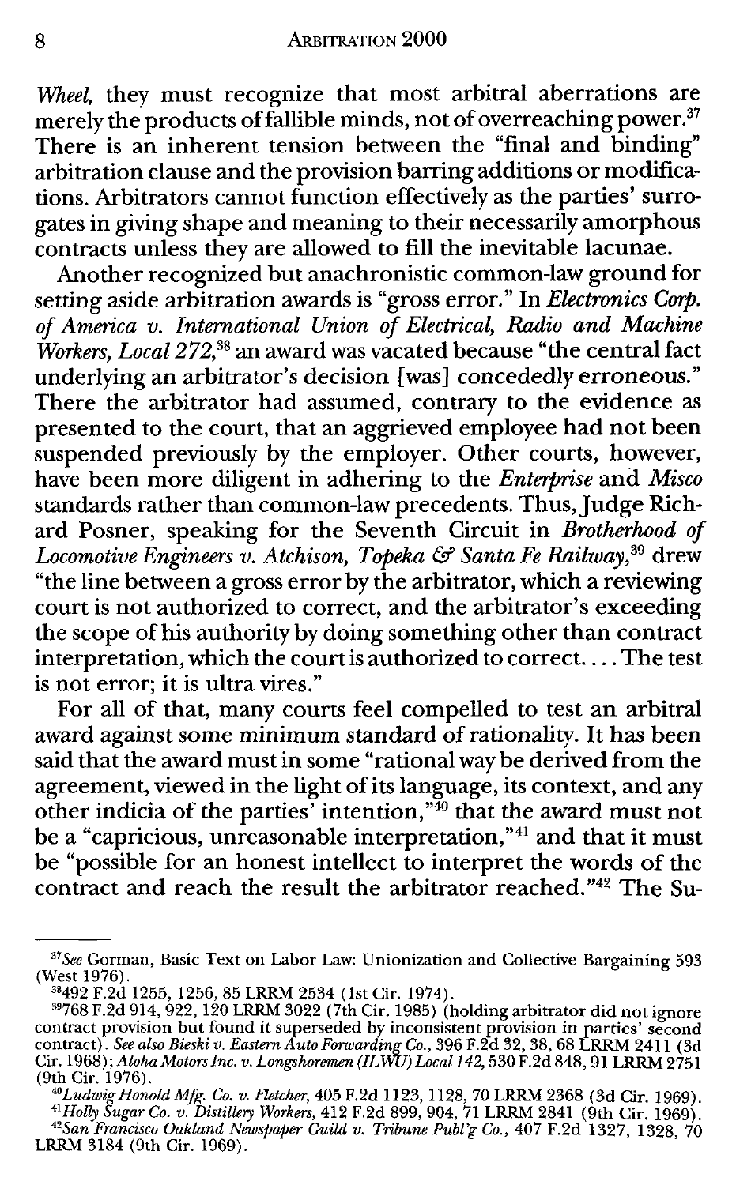*Wheel*, they must recognize that most arbitral aberrations are merely the products of fallible minds, not of overreaching power.[37] There is an inherent tension between the "final and binding" arbitration clause and the provision barring additions or modifications. Arbitrators cannot function effectively as the parties' surrogates in giving shape and meaning to their necessarily amorphous contracts unless they are allowed to fill the inevitable lacunae.

Another recognized but anachronistic common-law ground for setting aside arbitration awards is "gross error." In *Electronics Corp. of America v. International Union of Electrical, Radio and Machine Workers, Local 272*,[38] an award was vacated because "the central fact underlying an arbitrator's decision [was] concededly erroneous." There the arbitrator had assumed, contrary to the evidence as presented to the court, that an aggrieved employee had not been suspended previously by the employer. Other courts, however, have been more diligent in adhering to the *Enterprise* and *Misco* standards rather than common-law precedents. Thus, Judge Richard Posner, speaking for the Seventh Circuit in *Brotherhood of Locomotive Engineers v. Atchison, Topeka & Santa Fe Railway*,[39] drew "the line between a gross error by the arbitrator, which a reviewing court is not authorized to correct, and the arbitrator's exceeding the scope of his authority by doing something other than contract interpretation, which the court is authorized to correct. . . . The test is not error; it is ultra vires."

For all of that, many courts feel compelled to test an arbitral award against some minimum standard of rationality. It has been said that the award must in some "rational way be derived from the agreement, viewed in the light of its language, its context, and any other indicia of the parties' intention,"[40] that the award must not be a "capricious, unreasonable interpretation,"[41] and that it must be "possible for an honest intellect to interpret the words of the contract and reach the result the arbitrator reached."[42] The Su-

---

[37] *See* Gorman, Basic Text on Labor Law: Unionization and Collective Bargaining 593 (West 1976).

[38] 492 F.2d 1255, 1256, 85 LRRM 2534 (1st Cir. 1974).

[39] 768 F.2d 914, 922, 120 LRRM 3022 (7th Cir. 1985) (holding arbitrator did not ignore contract provision but found it superseded by inconsistent provision in parties' second contract). *See also Bieski v. Eastern Auto Forwarding Co.*, 396 F.2d 32, 38, 68 LRRM 2411 (3d Cir. 1968); *Aloha Motors Inc. v. Longshoremen (ILWU) Local 142*, 530 F.2d 848, 91 LRRM 2751 (9th Cir. 1976).

[40] *Ludwig Honold Mfg. Co. v. Fletcher*, 405 F.2d 1123, 1128, 70 LRRM 2368 (3d Cir. 1969).

[41] *Holly Sugar Co. v. Distillery Workers*, 412 F.2d 899, 904, 71 LRRM 2841 (9th Cir. 1969).

[42] *San Francisco-Oakland Newspaper Guild v. Tribune Publ'g Co.*, 407 F.2d 1327, 1328, 70 LRRM 3184 (9th Cir. 1969).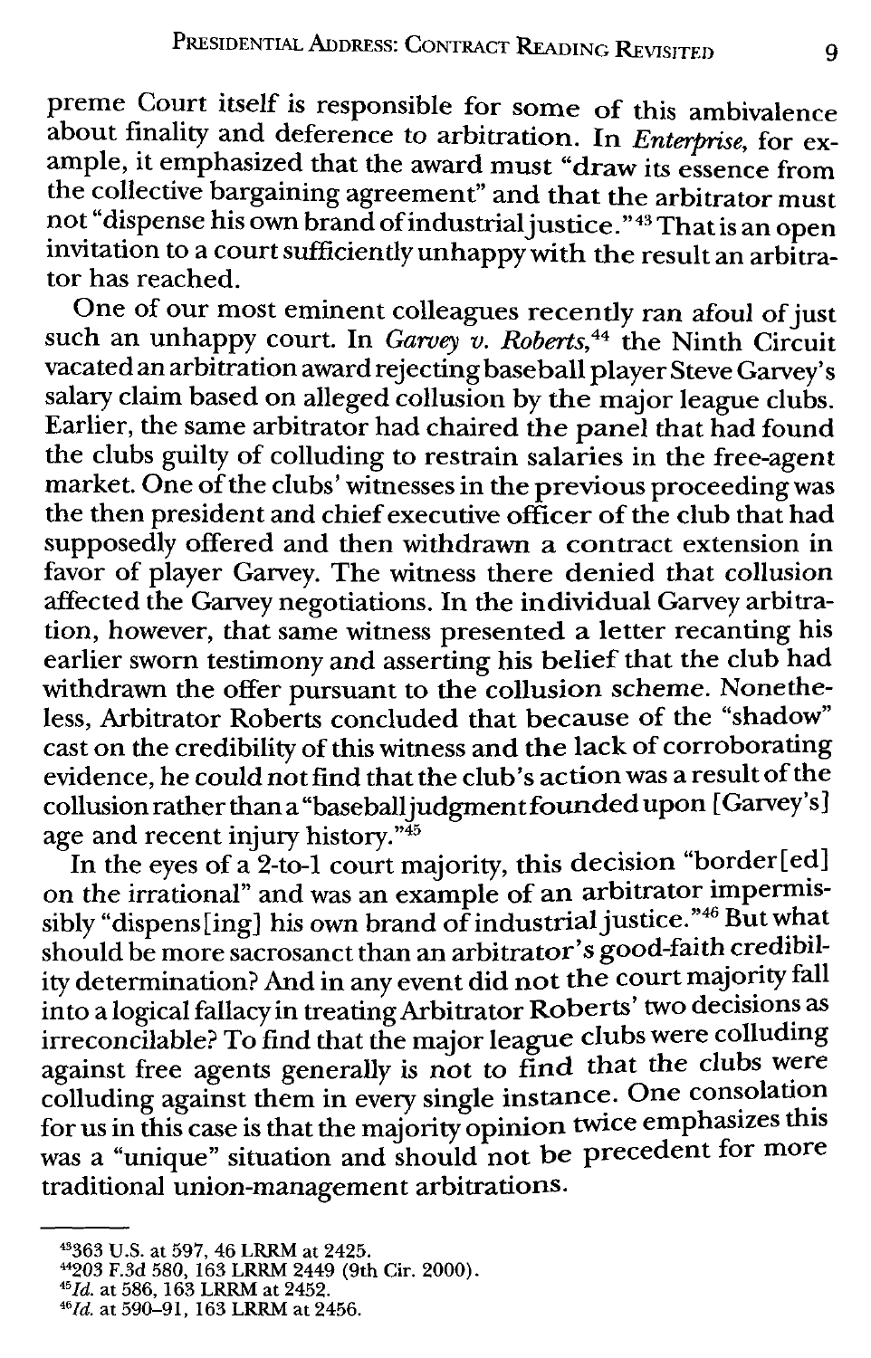preme Court itself is responsible for some of this ambivalence about finality and deference to arbitration. In *Enterprise*, for example, it emphasized that the award must "draw its essence from the collective bargaining agreement" and that the arbitrator must not "dispense his own brand of industrial justice."[43] That is an open invitation to a court sufficiently unhappy with the result an arbitrator has reached.

One of our most eminent colleagues recently ran afoul of just such an unhappy court. In *Garvey v. Roberts*,[44] the Ninth Circuit vacated an arbitration award rejecting baseball player Steve Garvey's salary claim based on alleged collusion by the major league clubs. Earlier, the same arbitrator had chaired the panel that had found the clubs guilty of colluding to restrain salaries in the free-agent market. One of the clubs' witnesses in the previous proceeding was the then president and chief executive officer of the club that had supposedly offered and then withdrawn a contract extension in favor of player Garvey. The witness there denied that collusion affected the Garvey negotiations. In the individual Garvey arbitration, however, that same witness presented a letter recanting his earlier sworn testimony and asserting his belief that the club had withdrawn the offer pursuant to the collusion scheme. Nonetheless, Arbitrator Roberts concluded that because of the "shadow" cast on the credibility of this witness and the lack of corroborating evidence, he could not find that the club's action was a result of the collusion rather than a "baseball judgment founded upon [Garvey's] age and recent injury history."[45]

In the eyes of a 2-to-1 court majority, this decision "border[ed] on the irrational" and was an example of an arbitrator impermissibly "dispens[ing] his own brand of industrial justice."[46] But what should be more sacrosanct than an arbitrator's good-faith credibility determination? And in any event did not the court majority fall into a logical fallacy in treating Arbitrator Roberts' two decisions as irreconcilable? To find that the major league clubs were colluding against free agents generally is not to find that the clubs were colluding against them in every single instance. One consolation for us in this case is that the majority opinion twice emphasizes this was a "unique" situation and should not be precedent for more traditional union-management arbitrations.

---

[43] 363 U.S. at 597, 46 LRRM at 2425.

[44] 203 F.3d 580, 163 LRRM 2449 (9th Cir. 2000).

[45] *Id.* at 586, 163 LRRM at 2452.

[46] *Id.* at 590–91, 163 LRRM at 2456.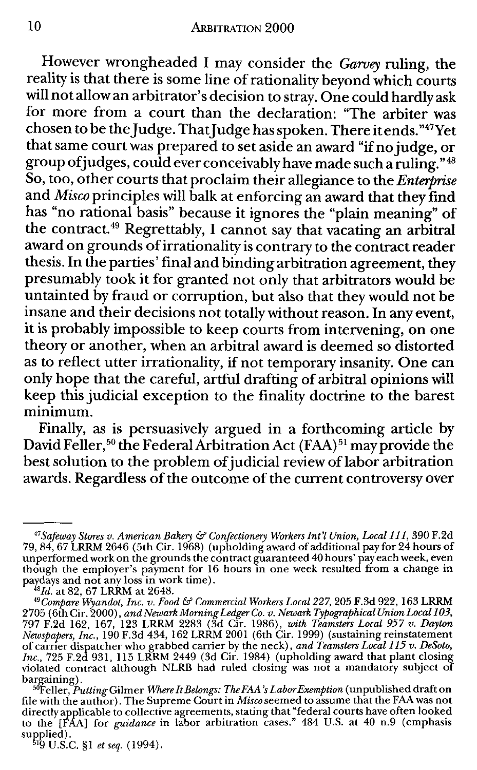However wrongheaded I may consider the *Garvey* ruling, the reality is that there is some line of rationality beyond which courts will not allow an arbitrator's decision to stray. One could hardly ask for more from a court than the declaration: "The arbiter was chosen to be the Judge. That Judge has spoken. There it ends."[47] Yet that same court was prepared to set aside an award "if no judge, or group of judges, could ever conceivably have made such a ruling."[48] So, too, other courts that proclaim their allegiance to the *Enterprise* and *Misco* principles will balk at enforcing an award that they find has "no rational basis" because it ignores the "plain meaning" of the contract.[49] Regrettably, I cannot say that vacating an arbitral award on grounds of irrationality is contrary to the contract reader thesis. In the parties' final and binding arbitration agreement, they presumably took it for granted not only that arbitrators would be untainted by fraud or corruption, but also that they would not be insane and their decisions not totally without reason. In any event, it is probably impossible to keep courts from intervening, on one theory or another, when an arbitral award is deemed so distorted as to reflect utter irrationality, if not temporary insanity. One can only hope that the careful, artful drafting of arbitral opinions will keep this judicial exception to the finality doctrine to the barest minimum.

Finally, as is persuasively argued in a forthcoming article by David Feller,[50] the Federal Arbitration Act (FAA)[51] may provide the best solution to the problem of judicial review of labor arbitration awards. Regardless of the outcome of the current controversy over

---

[47] *Safeway Stores v. American Bakery & Confectionery Workers Int'l Union, Local 111*, 390 F.2d 79, 84, 67 LRRM 2646 (5th Cir. 1968) (upholding award of additional pay for 24 hours of unperformed work on the grounds the contract guaranteed 40 hours' pay each week, even though the employer's payment for 16 hours in one week resulted from a change in paydays and not any loss in work time).

[48] *Id.* at 82, 67 LRRM at 2648.

[49] *Compare Wyandot, Inc. v. Food & Commercial Workers Local 227*, 205 F.3d 922, 163 LRRM 2705 (6th Cir. 2000), *and Newark Morning Ledger Co. v. Newark Typographical Union Local 103*, 797 F.2d 162, 167, 123 LRRM 2283 (3d Cir. 1986), *with Teamsters Local 957 v. Dayton Newspapers, Inc.*, 190 F.3d 434, 162 LRRM 2001 (6th Cir. 1999) (sustaining reinstatement of carrier dispatcher who grabbed carrier by the neck), *and Teamsters Local 115 v. DeSoto, Inc.*, 725 F.2d 931, 115 LRRM 2449 (3d Cir. 1984) (upholding award that plant closing violated contract although NLRB had ruled closing was not a mandatory subject of bargaining).

[50] Feller, *Putting* Gilmer *Where It Belongs: The FAA's Labor Exemption* (unpublished draft on file with the author). The Supreme Court in *Misco* seemed to assume that the FAA was not directly applicable to collective agreements, stating that "federal courts have often looked to the [FAA] for *guidance* in labor arbitration cases." 484 U.S. at 40 n.9 (emphasis supplied).

[51] 9 U.S.C. §1 *et seq.* (1994).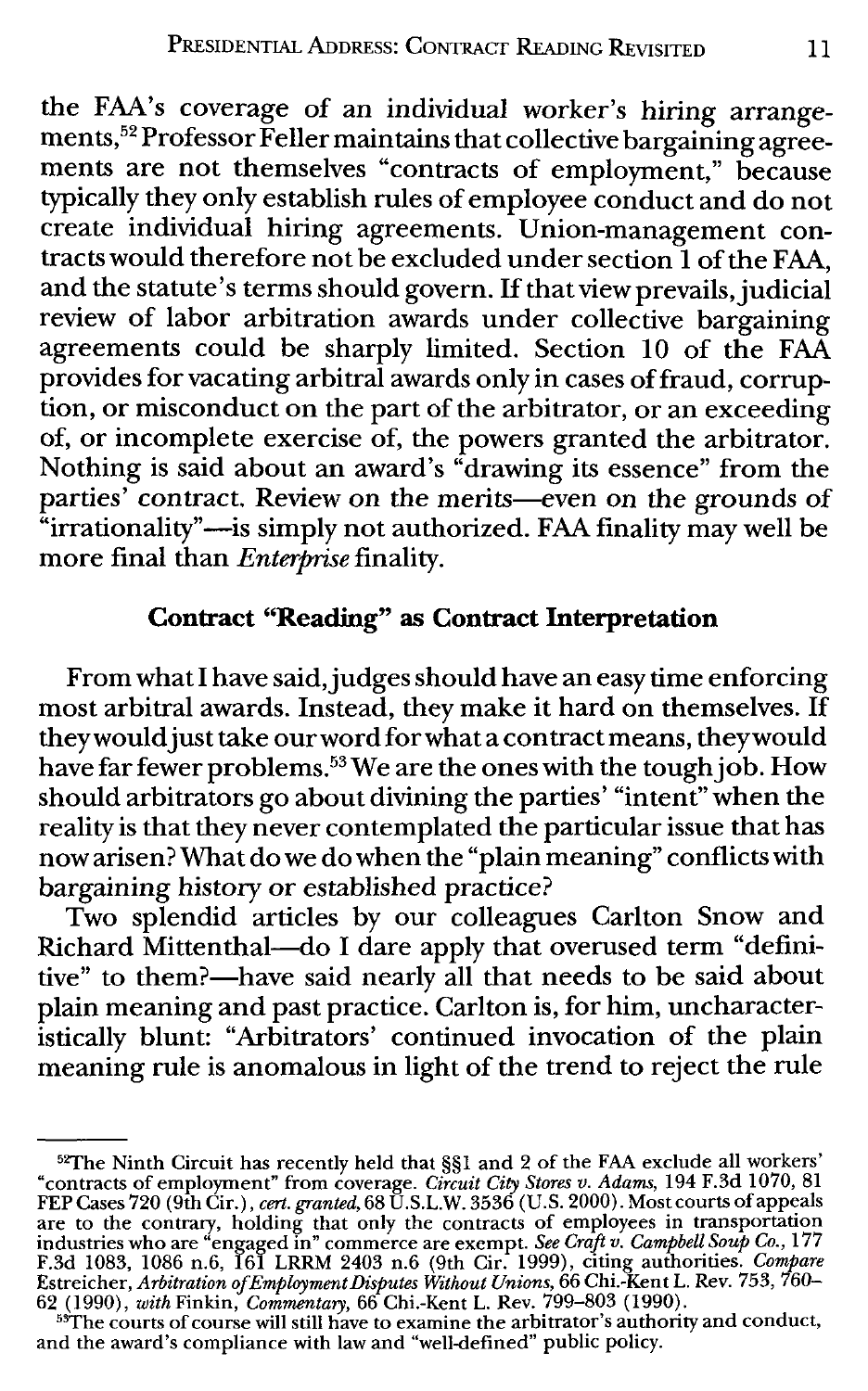the FAA's coverage of an individual worker's hiring arrangements,[52] Professor Feller maintains that collective bargaining agreements are not themselves "contracts of employment," because typically they only establish rules of employee conduct and do not create individual hiring agreements. Union-management contracts would therefore not be excluded under section 1 of the FAA, and the statute's terms should govern. If that view prevails, judicial review of labor arbitration awards under collective bargaining agreements could be sharply limited. Section 10 of the FAA provides for vacating arbitral awards only in cases of fraud, corruption, or misconduct on the part of the arbitrator, or an exceeding of, or incomplete exercise of, the powers granted the arbitrator. Nothing is said about an award's "drawing its essence" from the parties' contract. Review on the merits—even on the grounds of "irrationality"—is simply not authorized. FAA finality may well be more final than *Enterprise* finality.

## Contract "Reading" as Contract Interpretation

From what I have said, judges should have an easy time enforcing most arbitral awards. Instead, they make it hard on themselves. If they would just take our word for what a contract means, they would have far fewer problems.[53] We are the ones with the tough job. How should arbitrators go about divining the parties' "intent" when the reality is that they never contemplated the particular issue that has now arisen? What do we do when the "plain meaning" conflicts with bargaining history or established practice?

Two splendid articles by our colleagues Carlton Snow and Richard Mittenthal—do I dare apply that overused term "definitive" to them?—have said nearly all that needs to be said about plain meaning and past practice. Carlton is, for him, uncharacteristically blunt: "Arbitrators' continued invocation of the plain meaning rule is anomalous in light of the trend to reject the rule

---

[52] The Ninth Circuit has recently held that §§1 and 2 of the FAA exclude all workers' "contracts of employment" from coverage. *Circuit City Stores v. Adams*, 194 F.3d 1070, 81 FEP Cases 720 (9th Cir.), *cert. granted*, 68 U.S.L.W. 3536 (U.S. 2000). Most courts of appeals are to the contrary, holding that only the contracts of employees in transportation industries who are "engaged in" commerce are exempt. *See Craft v. Campbell Soup Co.*, 177 F.3d 1083, 1086 n.6, 161 LRRM 2403 n.6 (9th Cir. 1999), citing authorities. *Compare* Estreicher, *Arbitration of Employment Disputes Without Unions*, 66 Chi.-Kent L. Rev. 753, 760–62 (1990), *with* Finkin, *Commentary*, 66 Chi.-Kent L. Rev. 799–803 (1990).

[53] The courts of course will still have to examine the arbitrator's authority and conduct, and the award's compliance with law and "well-defined" public policy.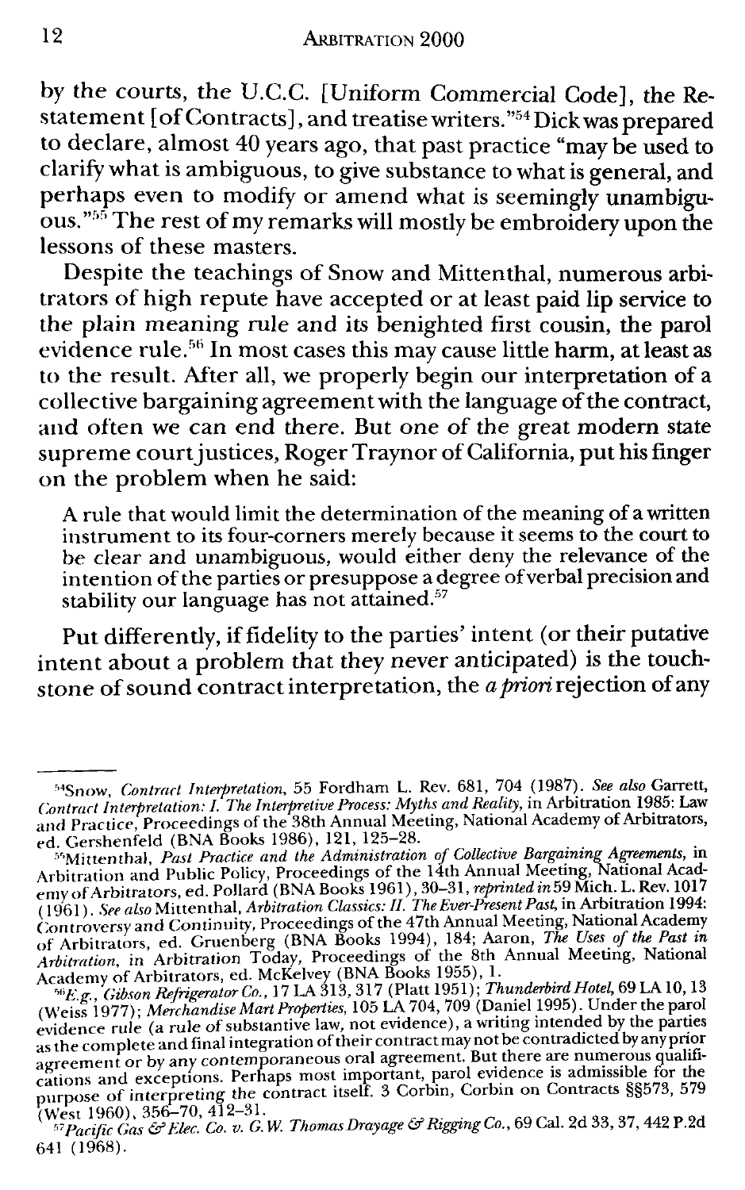by the courts, the U.C.C. [Uniform Commercial Code], the Restatement [of Contracts], and treatise writers."[54] Dick was prepared to declare, almost 40 years ago, that past practice "may be used to clarify what is ambiguous, to give substance to what is general, and perhaps even to modify or amend what is seemingly unambiguous."[55] The rest of my remarks will mostly be embroidery upon the lessons of these masters.

Despite the teachings of Snow and Mittenthal, numerous arbitrators of high repute have accepted or at least paid lip service to the plain meaning rule and its benighted first cousin, the parol evidence rule.[56] In most cases this may cause little harm, at least as to the result. After all, we properly begin our interpretation of a collective bargaining agreement with the language of the contract, and often we can end there. But one of the great modern state supreme court justices, Roger Traynor of California, put his finger on the problem when he said:

> A rule that would limit the determination of the meaning of a written instrument to its four-corners merely because it seems to the court to be clear and unambiguous, would either deny the relevance of the intention of the parties or presuppose a degree of verbal precision and stability our language has not attained.[57]

Put differently, if fidelity to the parties' intent (or their putative intent about a problem that they never anticipated) is the touchstone of sound contract interpretation, the *a priori* rejection of any

---

[54] Snow, *Contract Interpretation*, 55 Fordham L. Rev. 681, 704 (1987). *See also* Garrett, *Contract Interpretation: I. The Interpretive Process: Myths and Reality*, in Arbitration 1985: Law and Practice, Proceedings of the 38th Annual Meeting, National Academy of Arbitrators, ed. Gershenfeld (BNA Books 1986), 121, 125–28.

[55] Mittenthal, *Past Practice and the Administration of Collective Bargaining Agreements*, in Arbitration and Public Policy, Proceedings of the 14th Annual Meeting, National Academy of Arbitrators, ed. Pollard (BNA Books 1961), 30–31, *reprinted in* 59 Mich. L. Rev. 1017 (1961). *See also* Mittenthal, *Arbitration Classics: II. The Ever-Present Past*, in Arbitration 1994: Controversy and Continuity, Proceedings of the 47th Annual Meeting, National Academy of Arbitrators, ed. Gruenberg (BNA Books 1994), 184; Aaron, *The Uses of the Past in Arbitration*, in Arbitration Today, Proceedings of the 8th Annual Meeting, National Academy of Arbitrators, ed. McKelvey (BNA Books 1955), 1.

[56] *E.g.*, *Gibson Refrigerator Co.*, 17 LA 313, 317 (Platt 1951); *Thunderbird Hotel*, 69 LA 10, 13 (Weiss 1977); *Merchandise Mart Properties*, 105 LA 704, 709 (Daniel 1995). Under the parol evidence rule (a rule of substantive law, not evidence), a writing intended by the parties as the complete and final integration of their contract may not be contradicted by any prior agreement or by any contemporaneous oral agreement. But there are numerous qualifications and exceptions. Perhaps most important, parol evidence is admissible for the purpose of interpreting the contract itself. 3 Corbin, Corbin on Contracts §§573, 579 (West 1960), 356–70, 412–31.

[57] *Pacific Gas & Elec. Co. v. G.W. Thomas Drayage & Rigging Co.*, 69 Cal. 2d 33, 37, 442 P.2d 641 (1968).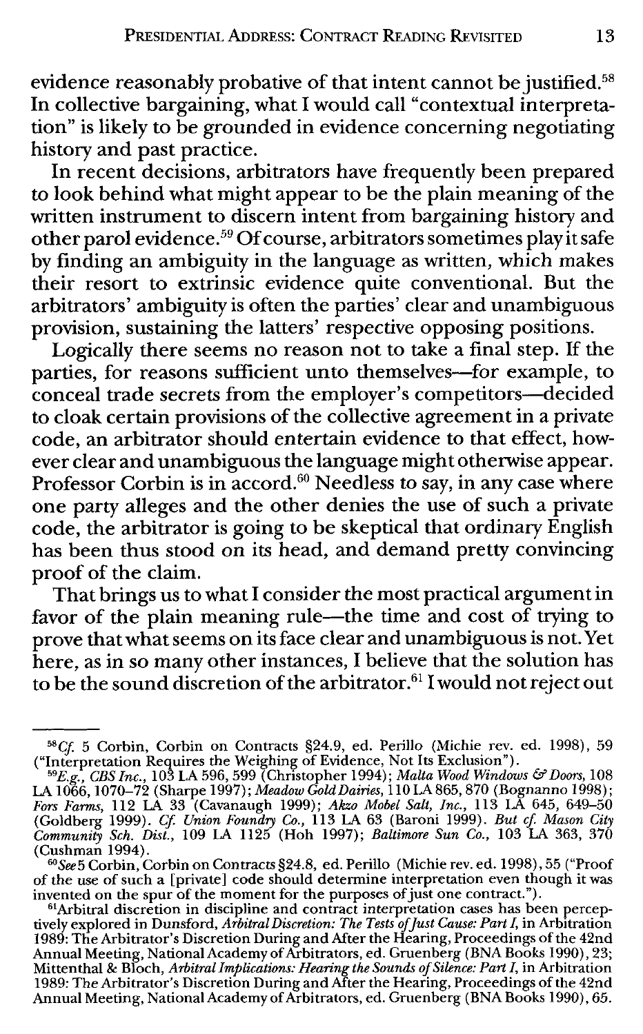evidence reasonably probative of that intent cannot be justified.[58] In collective bargaining, what I would call "contextual interpretation" is likely to be grounded in evidence concerning negotiating history and past practice.

In recent decisions, arbitrators have frequently been prepared to look behind what might appear to be the plain meaning of the written instrument to discern intent from bargaining history and other parol evidence.[59] Of course, arbitrators sometimes play it safe by finding an ambiguity in the language as written, which makes their resort to extrinsic evidence quite conventional. But the arbitrators' ambiguity is often the parties' clear and unambiguous provision, sustaining the latters' respective opposing positions.

Logically there seems no reason not to take a final step. If the parties, for reasons sufficient unto themselves—for example, to conceal trade secrets from the employer's competitors—decided to cloak certain provisions of the collective agreement in a private code, an arbitrator should entertain evidence to that effect, however clear and unambiguous the language might otherwise appear. Professor Corbin is in accord.[60] Needless to say, in any case where one party alleges and the other denies the use of such a private code, the arbitrator is going to be skeptical that ordinary English has been thus stood on its head, and demand pretty convincing proof of the claim.

That brings us to what I consider the most practical argument in favor of the plain meaning rule—the time and cost of trying to prove that what seems on its face clear and unambiguous is not. Yet here, as in so many other instances, I believe that the solution has to be the sound discretion of the arbitrator.[61] I would not reject out

---

[58] *Cf.* 5 Corbin, Corbin on Contracts §24.9, ed. Perillo (Michie rev. ed. 1998), 59 ("Interpretation Requires the Weighing of Evidence, Not Its Exclusion").

[59] *E.g., CBS Inc.*, 103 LA 596, 599 (Christopher 1994); *Malta Wood Windows & Doors*, 108 LA 1066, 1070–72 (Sharpe 1997); *Meadow Gold Dairies*, 110 LA 865, 870 (Bognanno 1998); *Fors Farms*, 112 LA 33 (Cavanaugh 1999); *Akzo Mobel Salt, Inc.*, 113 LA 645, 649–50 (Goldberg 1999). *Cf. Union Foundry Co.*, 113 LA 63 (Baroni 1999). *But cf. Mason City Community Sch. Dist.*, 109 LA 1125 (Hoh 1997); *Baltimore Sun Co.*, 103 LA 363, 370 (Cushman 1994).

[60] *See* 5 Corbin, Corbin on Contracts §24.8, ed. Perillo (Michie rev. ed. 1998), 55 ("Proof of the use of such a [private] code should determine interpretation even though it was invented on the spur of the moment for the purposes of just one contract.").

[61] Arbitral discretion in discipline and contract interpretation cases has been perceptively explored in Dunsford, *Arbitral Discretion: The Tests of Just Cause: Part I*, in Arbitration 1989: The Arbitrator's Discretion During and After the Hearing, Proceedings of the 42nd Annual Meeting, National Academy of Arbitrators, ed. Gruenberg (BNA Books 1990), 23; Mittenthal & Bloch, *Arbitral Implications: Hearing the Sounds of Silence: Part I*, in Arbitration 1989: The Arbitrator's Discretion During and After the Hearing, Proceedings of the 42nd Annual Meeting, National Academy of Arbitrators, ed. Gruenberg (BNA Books 1990), 65.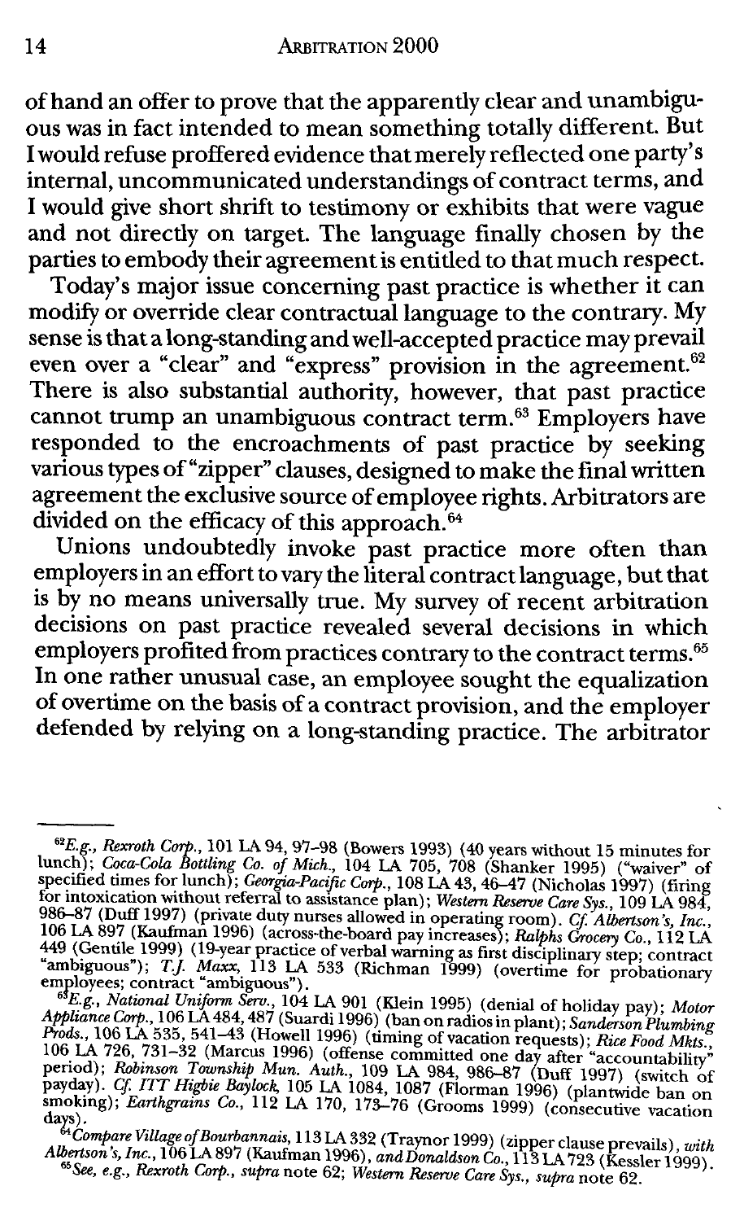of hand an offer to prove that the apparently clear and unambiguous was in fact intended to mean something totally different. But I would refuse proffered evidence that merely reflected one party's internal, uncommunicated understandings of contract terms, and I would give short shrift to testimony or exhibits that were vague and not directly on target. The language finally chosen by the parties to embody their agreement is entitled to that much respect.

Today's major issue concerning past practice is whether it can modify or override clear contractual language to the contrary. My sense is that a long-standing and well-accepted practice may prevail even over a "clear" and "express" provision in the agreement.[62] There is also substantial authority, however, that past practice cannot trump an unambiguous contract term.[63] Employers have responded to the encroachments of past practice by seeking various types of "zipper" clauses, designed to make the final written agreement the exclusive source of employee rights. Arbitrators are divided on the efficacy of this approach.[64]

Unions undoubtedly invoke past practice more often than employers in an effort to vary the literal contract language, but that is by no means universally true. My survey of recent arbitration decisions on past practice revealed several decisions in which employers profited from practices contrary to the contract terms.[65] In one rather unusual case, an employee sought the equalization of overtime on the basis of a contract provision, and the employer defended by relying on a long-standing practice. The arbitrator

---

[62] *E.g., Rexroth Corp.*, 101 LA 94, 97–98 (Bowers 1993) (40 years without 15 minutes for lunch); *Coca-Cola Bottling Co. of Mich.*, 104 LA 705, 708 (Shanker 1995) ("waiver" of specified times for lunch); *Georgia-Pacific Corp.*, 108 LA 43, 46–47 (Nicholas 1997) (firing for intoxication without referral to assistance plan); *Western Reserve Care Sys.*, 109 LA 984, 986–87 (Duff 1997) (private duty nurses allowed in operating room). *Cf. Albertson's, Inc.*, 106 LA 897 (Kaufman 1996) (across-the-board pay increases); *Ralphs Grocery Co.*, 112 LA 449 (Gentile 1999) (19-year practice of verbal warning as first disciplinary step; contract "ambiguous"); *T.J. Maxx*, 113 LA 533 (Richman 1999) (overtime for probationary employees; contract "ambiguous").

[63] *E.g., National Uniform Serv.*, 104 LA 901 (Klein 1995) (denial of holiday pay); *Motor Appliance Corp.*, 106 LA 484, 487 (Suardi 1996) (ban on radios in plant); *Sanderson Plumbing Prods.*, 106 LA 535, 541–43 (Howell 1996) (timing of vacation requests); *Rice Food Mkts.*, 106 LA 726, 731–32 (Marcus 1996) (offense committed one day after "accountability" period); *Robinson Township Mun. Auth.*, 109 LA 984, 986–87 (Duff 1997) (switch of payday). *Cf. ITT Higbie Baylock*, 105 LA 1084, 1087 (Florman 1996) (plantwide ban on smoking); *Earthgrains Co.*, 112 LA 170, 173–76 (Grooms 1999) (consecutive vacation days).

[64] *Compare Village of Bourbannais*, 113 LA 332 (Traynor 1999) (zipper clause prevails), *with Albertson's, Inc.*, 106 LA 897 (Kaufman 1996), *and Donaldson Co.*, 113 LA 723 (Kessler 1999).

[65] *See, e.g., Rexroth Corp., supra* note 62; *Western Reserve Care Sys., supra* note 62.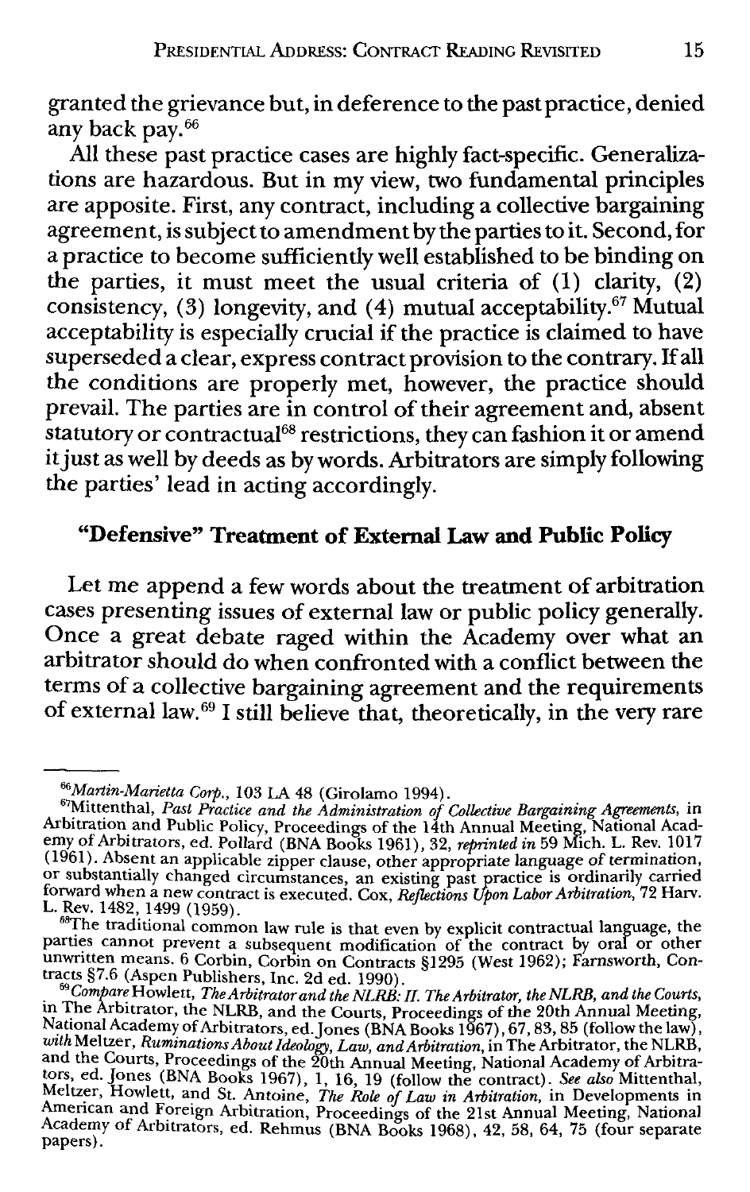granted the grievance but, in deference to the past practice, denied any back pay.[66]

All these past practice cases are highly fact-specific. Generalizations are hazardous. But in my view, two fundamental principles are apposite. First, any contract, including a collective bargaining agreement, is subject to amendment by the parties to it. Second, for a practice to become sufficiently well established to be binding on the parties, it must meet the usual criteria of (1) clarity, (2) consistency, (3) longevity, and (4) mutual acceptability.[67] Mutual acceptability is especially crucial if the practice is claimed to have superseded a clear, express contract provision to the contrary. If all the conditions are properly met, however, the practice should prevail. The parties are in control of their agreement and, absent statutory or contractual[68] restrictions, they can fashion it or amend it just as well by deeds as by words. Arbitrators are simply following the parties' lead in acting accordingly.

## "Defensive" Treatment of External Law and Public Policy

Let me append a few words about the treatment of arbitration cases presenting issues of external law or public policy generally. Once a great debate raged within the Academy over what an arbitrator should do when confronted with a conflict between the terms of a collective bargaining agreement and the requirements of external law.[69] I still believe that, theoretically, in the very rare

---

[66]*Martin-Marietta Corp.*, 103 LA 48 (Girolamo 1994).

[67]Mittenthal, *Past Practice and the Administration of Collective Bargaining Agreements*, in Arbitration and Public Policy, Proceedings of the 14th Annual Meeting, National Academy of Arbitrators, ed. Pollard (BNA Books 1961), 32, *reprinted in* 59 Mich. L. Rev. 1017 (1961). Absent an applicable zipper clause, other appropriate language of termination, or substantially changed circumstances, an existing past practice is ordinarily carried forward when a new contract is executed. Cox, *Reflections Upon Labor Arbitration*, 72 Harv. L. Rev. 1482, 1499 (1959).

[68]The traditional common law rule is that even by explicit contractual language, the parties cannot prevent a subsequent modification of the contract by oral or other unwritten means. 6 Corbin, Corbin on Contracts §1295 (West 1962); Farnsworth, Contracts §7.6 (Aspen Publishers, Inc. 2d ed. 1990).

[69]*Compare* Howlett, *The Arbitrator and the NLRB: II. The Arbitrator, the NLRB, and the Courts*, in The Arbitrator, the NLRB, and the Courts, Proceedings of the 20th Annual Meeting, National Academy of Arbitrators, ed. Jones (BNA Books 1967), 67, 83, 85 (follow the law), *with* Meltzer, *Ruminations About Ideology, Law, and Arbitration*, in The Arbitrator, the NLRB, and the Courts, Proceedings of the 20th Annual Meeting, National Academy of Arbitrators, ed. Jones (BNA Books 1967), 1, 16, 19 (follow the contract). *See also* Mittenthal, Meltzer, Howlett, and St. Antoine, *The Role of Law in Arbitration*, in Developments in American and Foreign Arbitration, Proceedings of the 21st Annual Meeting, National Academy of Arbitrators, ed. Rehmus (BNA Books 1968), 42, 58, 64, 75 (four separate papers).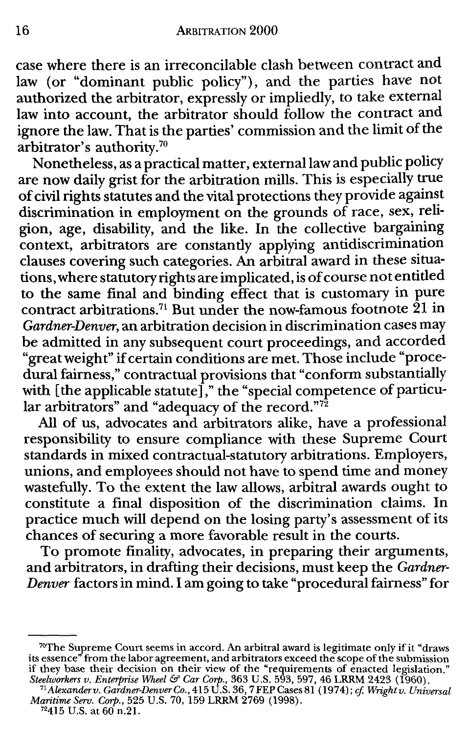case where there is an irreconcilable clash between contract and law (or "dominant public policy"), and the parties have not authorized the arbitrator, expressly or impliedly, to take external law into account, the arbitrator should follow the contract and ignore the law. That is the parties' commission and the limit of the arbitrator's authority.[70]

Nonetheless, as a practical matter, external law and public policy are now daily grist for the arbitration mills. This is especially true of civil rights statutes and the vital protections they provide against discrimination in employment on the grounds of race, sex, religion, age, disability, and the like. In the collective bargaining context, arbitrators are constantly applying antidiscrimination clauses covering such categories. An arbitral award in these situations, where statutory rights are implicated, is of course not entitled to the same final and binding effect that is customary in pure contract arbitrations.[71] But under the now-famous footnote 21 in *Gardner-Denver*, an arbitration decision in discrimination cases may be admitted in any subsequent court proceedings, and accorded "great weight" if certain conditions are met. Those include "procedural fairness," contractual provisions that "conform substantially with [the applicable statute]," the "special competence of particular arbitrators" and "adequacy of the record."[72]

All of us, advocates and arbitrators alike, have a professional responsibility to ensure compliance with these Supreme Court standards in mixed contractual-statutory arbitrations. Employers, unions, and employees should not have to spend time and money wastefully. To the extent the law allows, arbitral awards ought to constitute a final disposition of the discrimination claims. In practice much will depend on the losing party's assessment of its chances of securing a more favorable result in the courts.

To promote finality, advocates, in preparing their arguments, and arbitrators, in drafting their decisions, must keep the *Gardner-Denver* factors in mind. I am going to take "procedural fairness" for

---

[70]The Supreme Court seems in accord. An arbitral award is legitimate only if it "draws its essence" from the labor agreement, and arbitrators exceed the scope of the submission if they base their decision on their view of the "requirements of enacted legislation." *Steelworkers v. Enterprise Wheel & Car Corp.*, 363 U.S. 593, 597, 46 LRRM 2423 (1960).

[71]*Alexander v. Gardner-Denver Co.*, 415 U.S. 36, 7 FEP Cases 81 (1974); *cf. Wright v. Universal Maritime Serv. Corp.*, 525 U.S. 70, 159 LRRM 2769 (1998).

[72]415 U.S. at 60 n.21.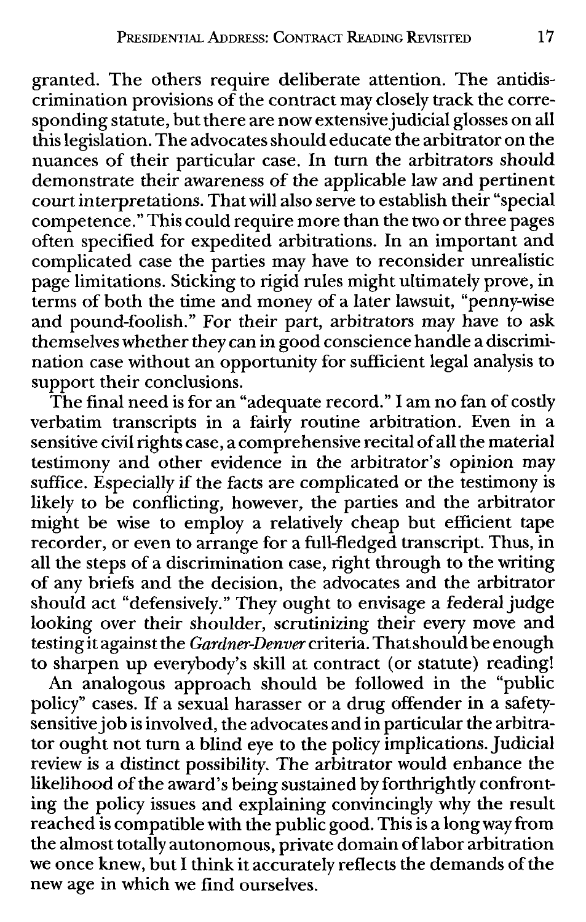granted. The others require deliberate attention. The antidiscrimination provisions of the contract may closely track the corresponding statute, but there are now extensive judicial glosses on all this legislation. The advocates should educate the arbitrator on the nuances of their particular case. In turn the arbitrators should demonstrate their awareness of the applicable law and pertinent court interpretations. That will also serve to establish their "special competence." This could require more than the two or three pages often specified for expedited arbitrations. In an important and complicated case the parties may have to reconsider unrealistic page limitations. Sticking to rigid rules might ultimately prove, in terms of both the time and money of a later lawsuit, "penny-wise and pound-foolish." For their part, arbitrators may have to ask themselves whether they can in good conscience handle a discrimination case without an opportunity for sufficient legal analysis to support their conclusions.

The final need is for an "adequate record." I am no fan of costly verbatim transcripts in a fairly routine arbitration. Even in a sensitive civil rights case, a comprehensive recital of all the material testimony and other evidence in the arbitrator's opinion may suffice. Especially if the facts are complicated or the testimony is likely to be conflicting, however, the parties and the arbitrator might be wise to employ a relatively cheap but efficient tape recorder, or even to arrange for a full-fledged transcript. Thus, in all the steps of a discrimination case, right through to the writing of any briefs and the decision, the advocates and the arbitrator should act "defensively." They ought to envisage a federal judge looking over their shoulder, scrutinizing their every move and testing it against the *Gardner-Denver* criteria. That should be enough to sharpen up everybody's skill at contract (or statute) reading!

An analogous approach should be followed in the "public policy" cases. If a sexual harasser or a drug offender in a safety-sensitive job is involved, the advocates and in particular the arbitrator ought not turn a blind eye to the policy implications. Judicial review is a distinct possibility. The arbitrator would enhance the likelihood of the award's being sustained by forthrightly confronting the policy issues and explaining convincingly why the result reached is compatible with the public good. This is a long way from the almost totally autonomous, private domain of labor arbitration we once knew, but I think it accurately reflects the demands of the new age in which we find ourselves.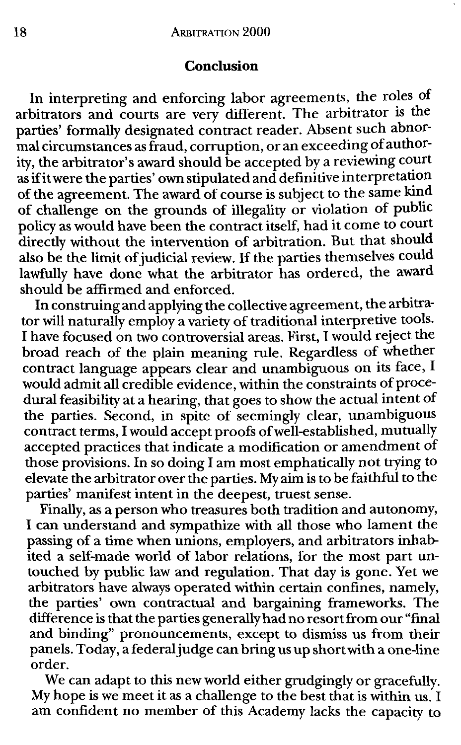## Conclusion

In interpreting and enforcing labor agreements, the roles of arbitrators and courts are very different. The arbitrator is the parties' formally designated contract reader. Absent such abnormal circumstances as fraud, corruption, or an exceeding of authority, the arbitrator's award should be accepted by a reviewing court as if it were the parties' own stipulated and definitive interpretation of the agreement. The award of course is subject to the same kind of challenge on the grounds of illegality or violation of public policy as would have been the contract itself, had it come to court directly without the intervention of arbitration. But that should also be the limit of judicial review. If the parties themselves could lawfully have done what the arbitrator has ordered, the award should be affirmed and enforced.

In construing and applying the collective agreement, the arbitrator will naturally employ a variety of traditional interpretive tools. I have focused on two controversial areas. First, I would reject the broad reach of the plain meaning rule. Regardless of whether contract language appears clear and unambiguous on its face, I would admit all credible evidence, within the constraints of procedural feasibility at a hearing, that goes to show the actual intent of the parties. Second, in spite of seemingly clear, unambiguous contract terms, I would accept proofs of well-established, mutually accepted practices that indicate a modification or amendment of those provisions. In so doing I am most emphatically not trying to elevate the arbitrator over the parties. My aim is to be faithful to the parties' manifest intent in the deepest, truest sense.

Finally, as a person who treasures both tradition and autonomy, I can understand and sympathize with all those who lament the passing of a time when unions, employers, and arbitrators inhabited a self-made world of labor relations, for the most part untouched by public law and regulation. That day is gone. Yet we arbitrators have always operated within certain confines, namely, the parties' own contractual and bargaining frameworks. The difference is that the parties generally had no resort from our "final and binding" pronouncements, except to dismiss us from their panels. Today, a federal judge can bring us up short with a one-line order.

We can adapt to this new world either grudgingly or gracefully. My hope is we meet it as a challenge to the best that is within us. I am confident no member of this Academy lacks the capacity to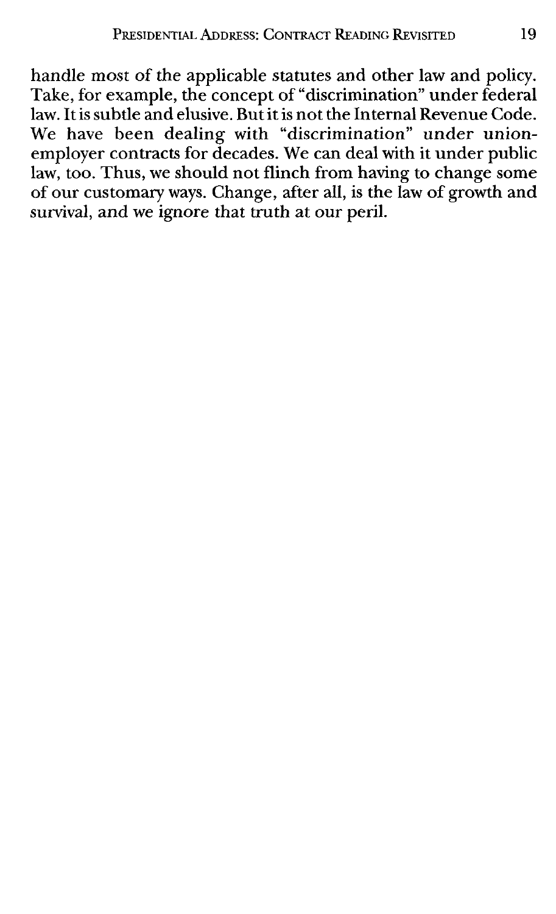handle most of the applicable statutes and other law and policy. Take, for example, the concept of "discrimination" under federal law. It is subtle and elusive. But it is not the Internal Revenue Code. We have been dealing with "discrimination" under union-employer contracts for decades. We can deal with it under public law, too. Thus, we should not flinch from having to change some of our customary ways. Change, after all, is the law of growth and survival, and we ignore that truth at our peril.